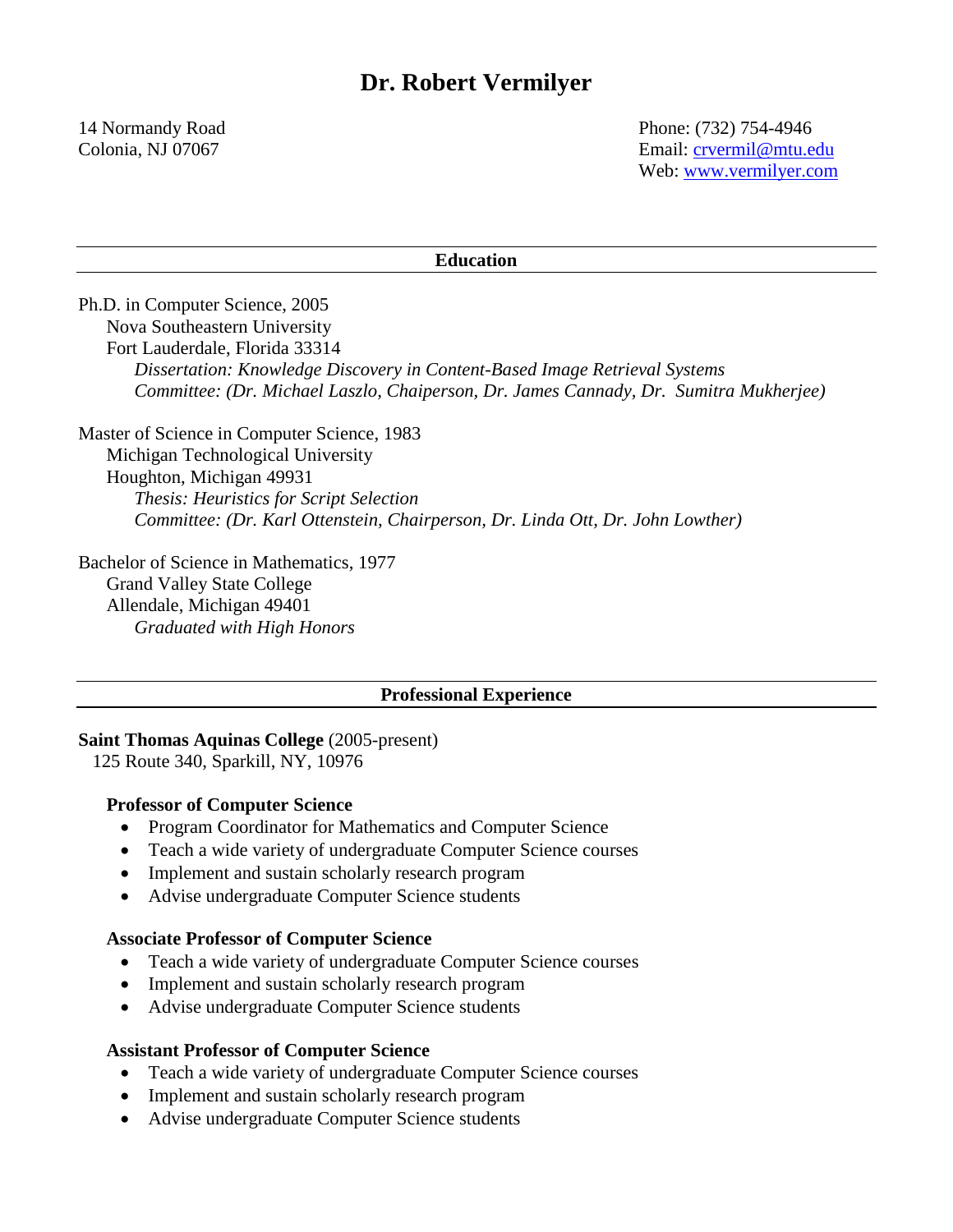# Dr. Robert Vermilyer

14 Normandy Road
Colonia, NJ 07067

Phone: (732) 754-4946
Email: crvermil@mtu.edu
Web: www.vermilyer.com

## Education

Ph.D. in Computer Science, 2005
Nova Southeastern University
Fort Lauderdale, Florida 33314
*Dissertation: Knowledge Discovery in Content-Based Image Retrieval Systems*
*Committee: (Dr. Michael Laszlo, Chaiperson, Dr. James Cannady, Dr. Sumitra Mukherjee)*

Master of Science in Computer Science, 1983
Michigan Technological University
Houghton, Michigan 49931
*Thesis: Heuristics for Script Selection*
*Committee: (Dr. Karl Ottenstein, Chairperson, Dr. Linda Ott, Dr. John Lowther)*

Bachelor of Science in Mathematics, 1977
Grand Valley State College
Allendale, Michigan 49401
*Graduated with High Honors*

## Professional Experience

**Saint Thomas Aquinas College** (2005-present)
125 Route 340, Sparkill, NY, 10976

### Professor of Computer Science

- Program Coordinator for Mathematics and Computer Science
- Teach a wide variety of undergraduate Computer Science courses
- Implement and sustain scholarly research program
- Advise undergraduate Computer Science students

### Associate Professor of Computer Science

- Teach a wide variety of undergraduate Computer Science courses
- Implement and sustain scholarly research program
- Advise undergraduate Computer Science students

### Assistant Professor of Computer Science

- Teach a wide variety of undergraduate Computer Science courses
- Implement and sustain scholarly research program
- Advise undergraduate Computer Science students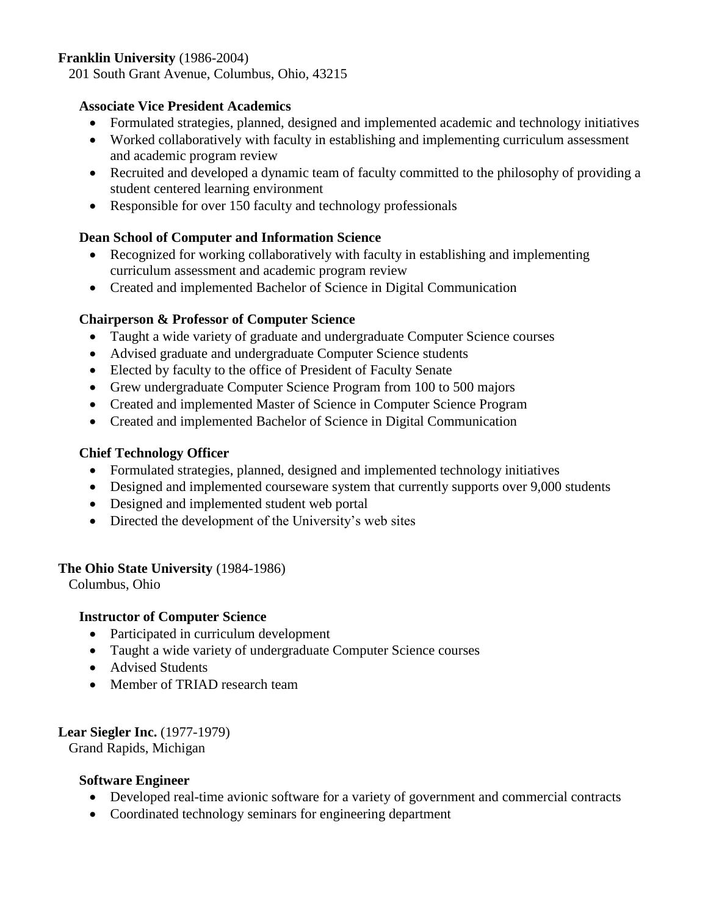**Franklin University** (1986-2004)
201 South Grant Avenue, Columbus, Ohio, 43215

**Associate Vice President Academics**

- Formulated strategies, planned, designed and implemented academic and technology initiatives
- Worked collaboratively with faculty in establishing and implementing curriculum assessment and academic program review
- Recruited and developed a dynamic team of faculty committed to the philosophy of providing a student centered learning environment
- Responsible for over 150 faculty and technology professionals

**Dean School of Computer and Information Science**

- Recognized for working collaboratively with faculty in establishing and implementing curriculum assessment and academic program review
- Created and implemented Bachelor of Science in Digital Communication

**Chairperson & Professor of Computer Science**

- Taught a wide variety of graduate and undergraduate Computer Science courses
- Advised graduate and undergraduate Computer Science students
- Elected by faculty to the office of President of Faculty Senate
- Grew undergraduate Computer Science Program from 100 to 500 majors
- Created and implemented Master of Science in Computer Science Program
- Created and implemented Bachelor of Science in Digital Communication

**Chief Technology Officer**

- Formulated strategies, planned, designed and implemented technology initiatives
- Designed and implemented courseware system that currently supports over 9,000 students
- Designed and implemented student web portal
- Directed the development of the University's web sites

**The Ohio State University** (1984-1986)
Columbus, Ohio

**Instructor of Computer Science**

- Participated in curriculum development
- Taught a wide variety of undergraduate Computer Science courses
- Advised Students
- Member of TRIAD research team

**Lear Siegler Inc.** (1977-1979)
Grand Rapids, Michigan

**Software Engineer**

- Developed real-time avionic software for a variety of government and commercial contracts
- Coordinated technology seminars for engineering department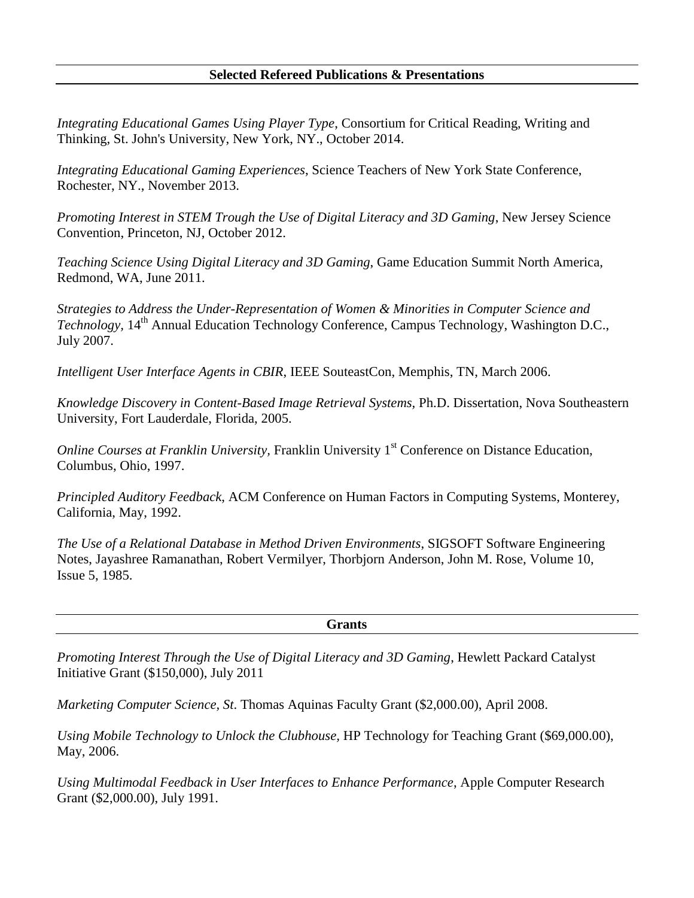## Selected Refereed Publications & Presentations

*Integrating Educational Games Using Player Type*, Consortium for Critical Reading, Writing and Thinking, St. John's University, New York, NY., October 2014.

*Integrating Educational Gaming Experiences*, Science Teachers of New York State Conference, Rochester, NY., November 2013.

*Promoting Interest in STEM Trough the Use of Digital Literacy and 3D Gaming*, New Jersey Science Convention, Princeton, NJ, October 2012.

*Teaching Science Using Digital Literacy and 3D Gaming*, Game Education Summit North America, Redmond, WA, June 2011.

*Strategies to Address the Under-Representation of Women & Minorities in Computer Science and Technology*, 14th Annual Education Technology Conference, Campus Technology, Washington D.C., July 2007.

*Intelligent User Interface Agents in CBIR*, IEEE SouteastCon, Memphis, TN, March 2006.

*Knowledge Discovery in Content-Based Image Retrieval Systems*, Ph.D. Dissertation, Nova Southeastern University, Fort Lauderdale, Florida, 2005.

*Online Courses at Franklin University*, Franklin University 1st Conference on Distance Education, Columbus, Ohio, 1997.

*Principled Auditory Feedback*, ACM Conference on Human Factors in Computing Systems, Monterey, California, May, 1992.

*The Use of a Relational Database in Method Driven Environments*, SIGSOFT Software Engineering Notes, Jayashree Ramanathan, Robert Vermilyer, Thorbjorn Anderson, John M. Rose, Volume 10, Issue 5, 1985.

## Grants

*Promoting Interest Through the Use of Digital Literacy and 3D Gaming*, Hewlett Packard Catalyst Initiative Grant ($150,000), July 2011

*Marketing Computer Science, St*. Thomas Aquinas Faculty Grant ($2,000.00), April 2008.

*Using Mobile Technology to Unlock the Clubhouse*, HP Technology for Teaching Grant ($69,000.00), May, 2006.

*Using Multimodal Feedback in User Interfaces to Enhance Performance*, Apple Computer Research Grant ($2,000.00), July 1991.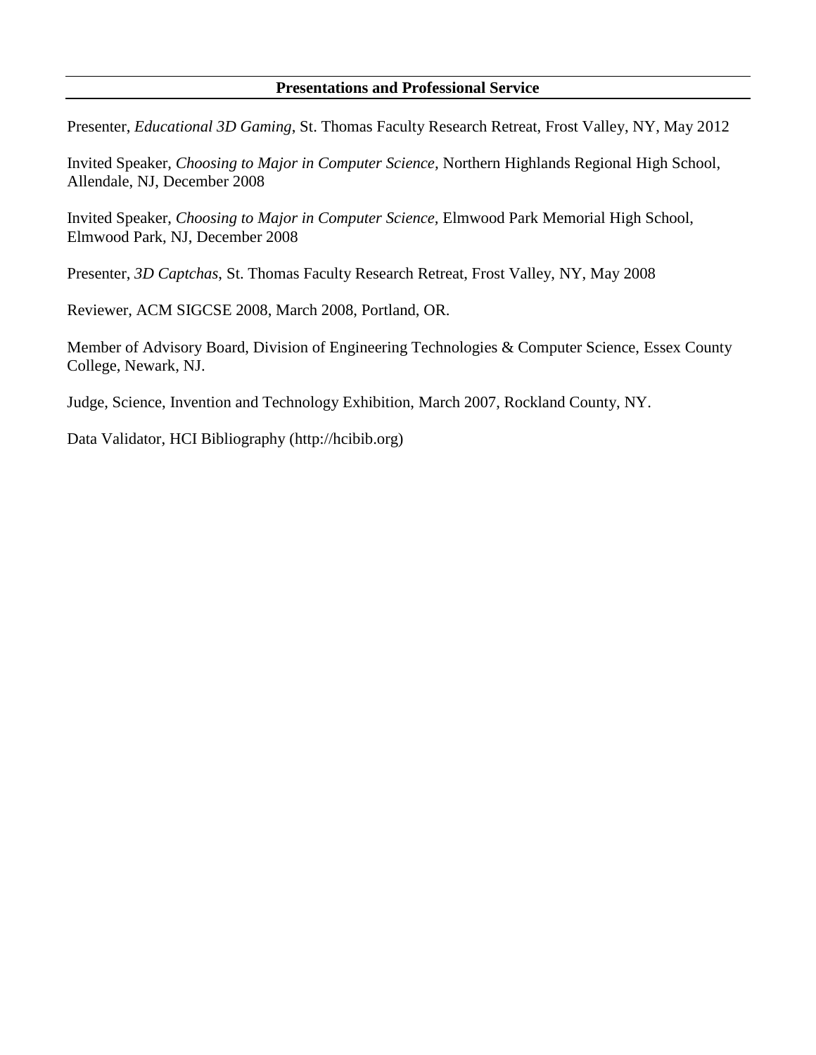## Presentations and Professional Service

Presenter, *Educational 3D Gaming*, St. Thomas Faculty Research Retreat, Frost Valley, NY, May 2012

Invited Speaker, *Choosing to Major in Computer Science*, Northern Highlands Regional High School, Allendale, NJ, December 2008

Invited Speaker, *Choosing to Major in Computer Science*, Elmwood Park Memorial High School, Elmwood Park, NJ, December 2008

Presenter, *3D Captchas*, St. Thomas Faculty Research Retreat, Frost Valley, NY, May 2008

Reviewer, ACM SIGCSE 2008, March 2008, Portland, OR.

Member of Advisory Board, Division of Engineering Technologies & Computer Science, Essex County College, Newark, NJ.

Judge, Science, Invention and Technology Exhibition, March 2007, Rockland County, NY.

Data Validator, HCI Bibliography (http://hcibib.org)